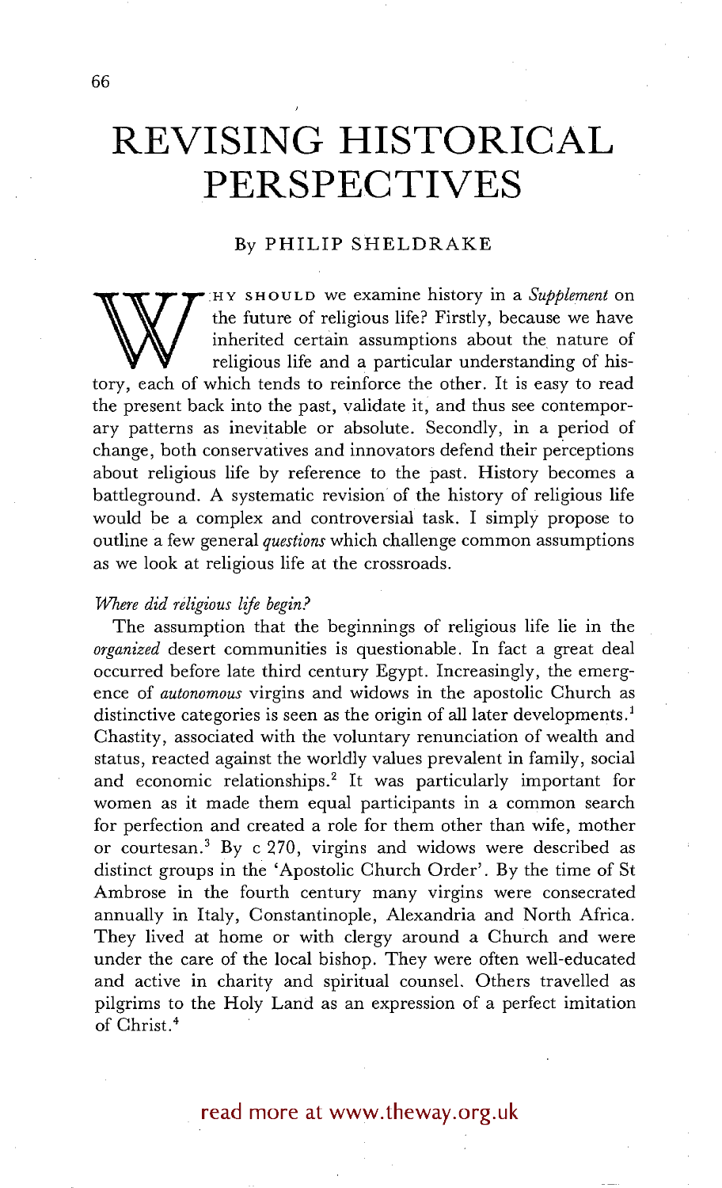# REVISING HISTORICAL PERSPECTIVES

By PHILIP SHELDRAKE

WHY SHOULD we examine history in a *Supplement* on the future of religious life? Firstly, because we have inherited certain assumptions about the nature of religious life and a particular understanding of history, each of which tends to reinforce the other. It is easy to read the present back into the past, validate it, and thus see contemporary patterns as inevitable or absolute. Secondly, in a period of change, both conservatives and innovators defend their perceptions about religious life by reference to the past. History becomes a battleground. A systematic revision of the history of religious life would be a complex and controversial task. I simply propose to outline a few general *questions* which challenge common assumptions as we look at religious life at the crossroads.

*Where did religious life begin?*

The assumption that the beginnings of religious life lie in the *organized* desert communities is questionable. In fact a great deal occurred before late third century Egypt. Increasingly, the emergence of *autonomous* virgins and widows in the apostolic Church as distinctive categories is seen as the origin of all later developments.[1] Chastity, associated with the voluntary renunciation of wealth and status, reacted against the worldly values prevalent in family, social and economic relationships.[2] It was particularly important for women as it made them equal participants in a common search for perfection and created a role for them other than wife, mother or courtesan.[3] By c 270, virgins and widows were described as distinct groups in the 'Apostolic Church Order'. By the time of St Ambrose in the fourth century many virgins were consecrated annually in Italy, Constantinople, Alexandria and North Africa. They lived at home or with clergy around a Church and were under the care of the local bishop. They were often well-educated and active in charity and spiritual counsel. Others travelled as pilgrims to the Holy Land as an expression of a perfect imitation of Christ.[4]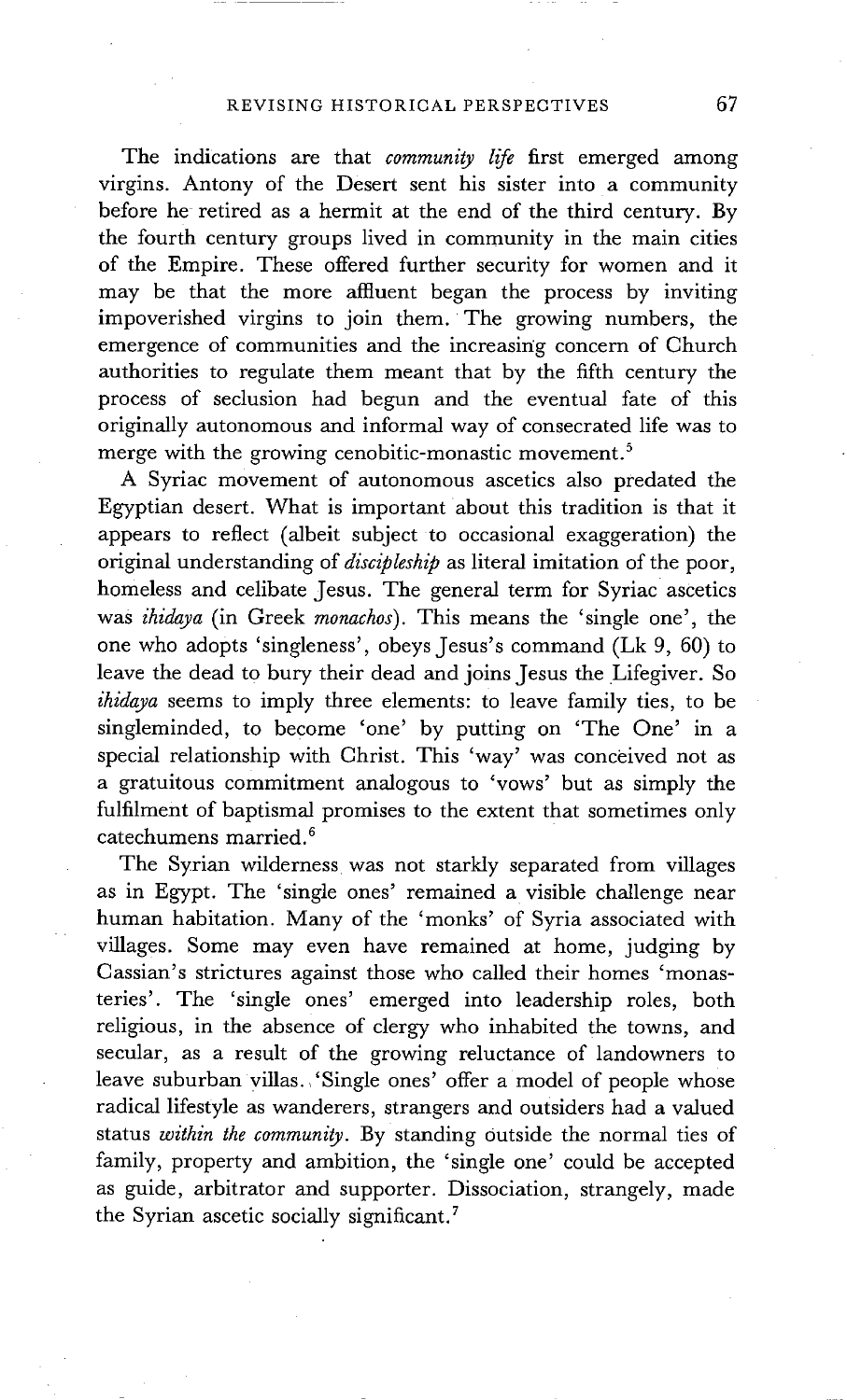The indications are that *community life* first emerged among virgins. Antony of the Desert sent his sister into a community before he retired as a hermit at the end of the third century. By the fourth century groups lived in community in the main cities of the Empire. These offered further security for women and it may be that the more affluent began the process by inviting impoverished virgins to join them. The growing numbers, the emergence of communities and the increasing concern of Church authorities to regulate them meant that by the fifth century the process of seclusion had begun and the eventual fate of this originally autonomous and informal way of consecrated life was to merge with the growing cenobitic-monastic movement.[5]

A Syriac movement of autonomous ascetics also predated the Egyptian desert. What is important about this tradition is that it appears to reflect (albeit subject to occasional exaggeration) the original understanding of *discipleship* as literal imitation of the poor, homeless and celibate Jesus. The general term for Syriac ascetics was *ihidaya* (in Greek *monachos*). This means the 'single one', the one who adopts 'singleness', obeys Jesus's command (Lk 9, 60) to leave the dead to bury their dead and joins Jesus the Lifegiver. So *ihidaya* seems to imply three elements: to leave family ties, to be singleminded, to become 'one' by putting on 'The One' in a special relationship with Christ. This 'way' was conceived not as a gratuitous commitment analogous to 'vows' but as simply the fulfilment of baptismal promises to the extent that sometimes only catechumens married.[6]

The Syrian wilderness was not starkly separated from villages as in Egypt. The 'single ones' remained a visible challenge near human habitation. Many of the 'monks' of Syria associated with villages. Some may even have remained at home, judging by Cassian's strictures against those who called their homes 'monasteries'. The 'single ones' emerged into leadership roles, both religious, in the absence of clergy who inhabited the towns, and secular, as a result of the growing reluctance of landowners to leave suburban villas. 'Single ones' offer a model of people whose radical lifestyle as wanderers, strangers and outsiders had a valued status *within the community*. By standing outside the normal ties of family, property and ambition, the 'single one' could be accepted as guide, arbitrator and supporter. Dissociation, strangely, made the Syrian ascetic socially significant.[7]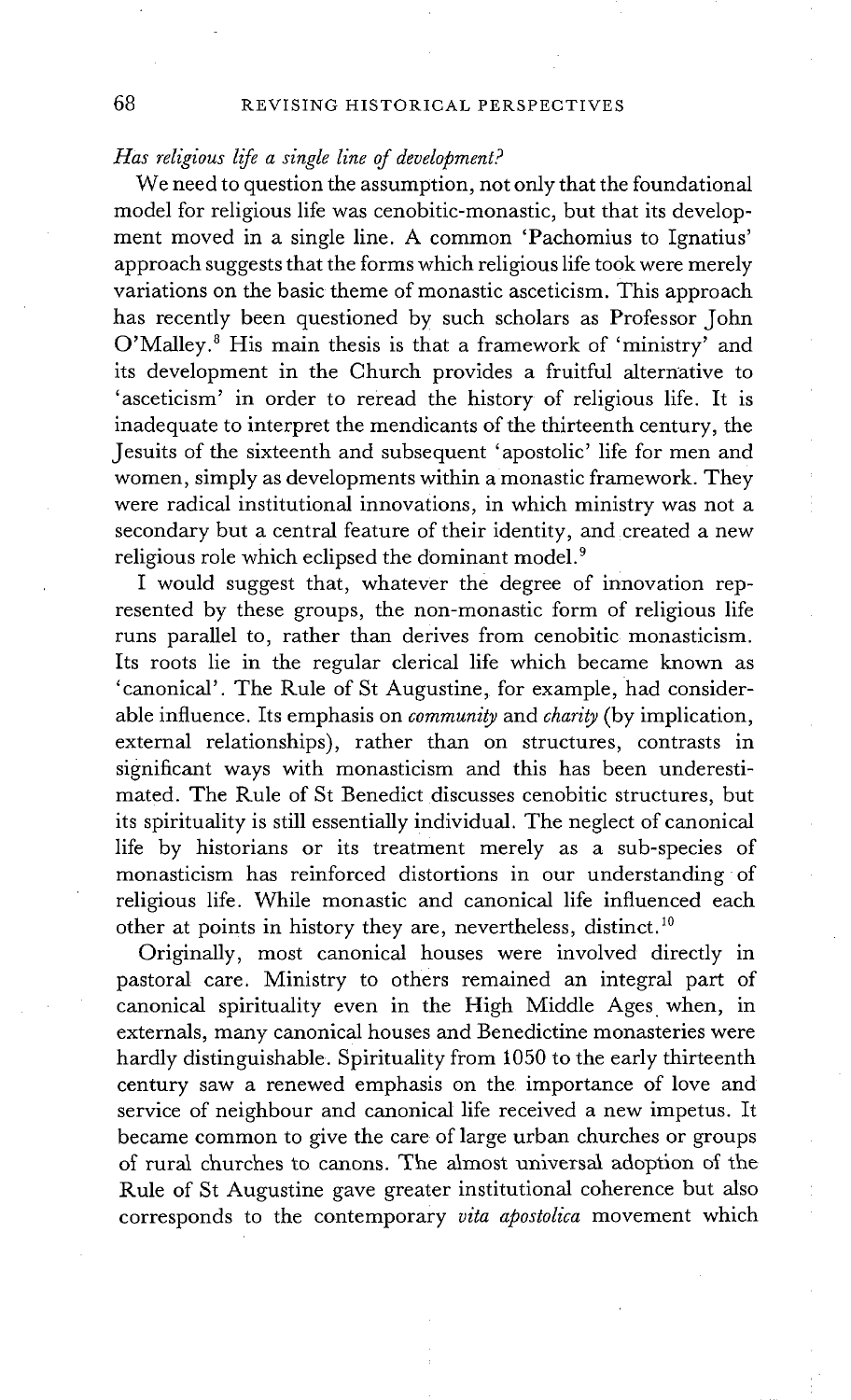*Has religious life a single line of development?*

We need to question the assumption, not only that the foundational model for religious life was cenobitic-monastic, but that its development moved in a single line. A common 'Pachomius to Ignatius' approach suggests that the forms which religious life took were merely variations on the basic theme of monastic asceticism. This approach has recently been questioned by such scholars as Professor John O'Malley.[8] His main thesis is that a framework of 'ministry' and its development in the Church provides a fruitful alternative to 'asceticism' in order to reread the history of religious life. It is inadequate to interpret the mendicants of the thirteenth century, the Jesuits of the sixteenth and subsequent 'apostolic' life for men and women, simply as developments within a monastic framework. They were radical institutional innovations, in which ministry was not a secondary but a central feature of their identity, and created a new religious role which eclipsed the dominant model.[9]

I would suggest that, whatever the degree of innovation represented by these groups, the non-monastic form of religious life runs parallel to, rather than derives from cenobitic monasticism. Its roots lie in the regular clerical life which became known as 'canonical'. The Rule of St Augustine, for example, had considerable influence. Its emphasis on *community* and *charity* (by implication, external relationships), rather than on structures, contrasts in significant ways with monasticism and this has been underestimated. The Rule of St Benedict discusses cenobitic structures, but its spirituality is still essentially individual. The neglect of canonical life by historians or its treatment merely as a sub-species of monasticism has reinforced distortions in our understanding of religious life. While monastic and canonical life influenced each other at points in history they are, nevertheless, distinct.[10]

Originally, most canonical houses were involved directly in pastoral care. Ministry to others remained an integral part of canonical spirituality even in the High Middle Ages when, in externals, many canonical houses and Benedictine monasteries were hardly distinguishable. Spirituality from 1050 to the early thirteenth century saw a renewed emphasis on the importance of love and service of neighbour and canonical life received a new impetus. It became common to give the care of large urban churches or groups of rural churches to canons. The almost universal adoption of the Rule of St Augustine gave greater institutional coherence but also corresponds to the contemporary *vita apostolica* movement which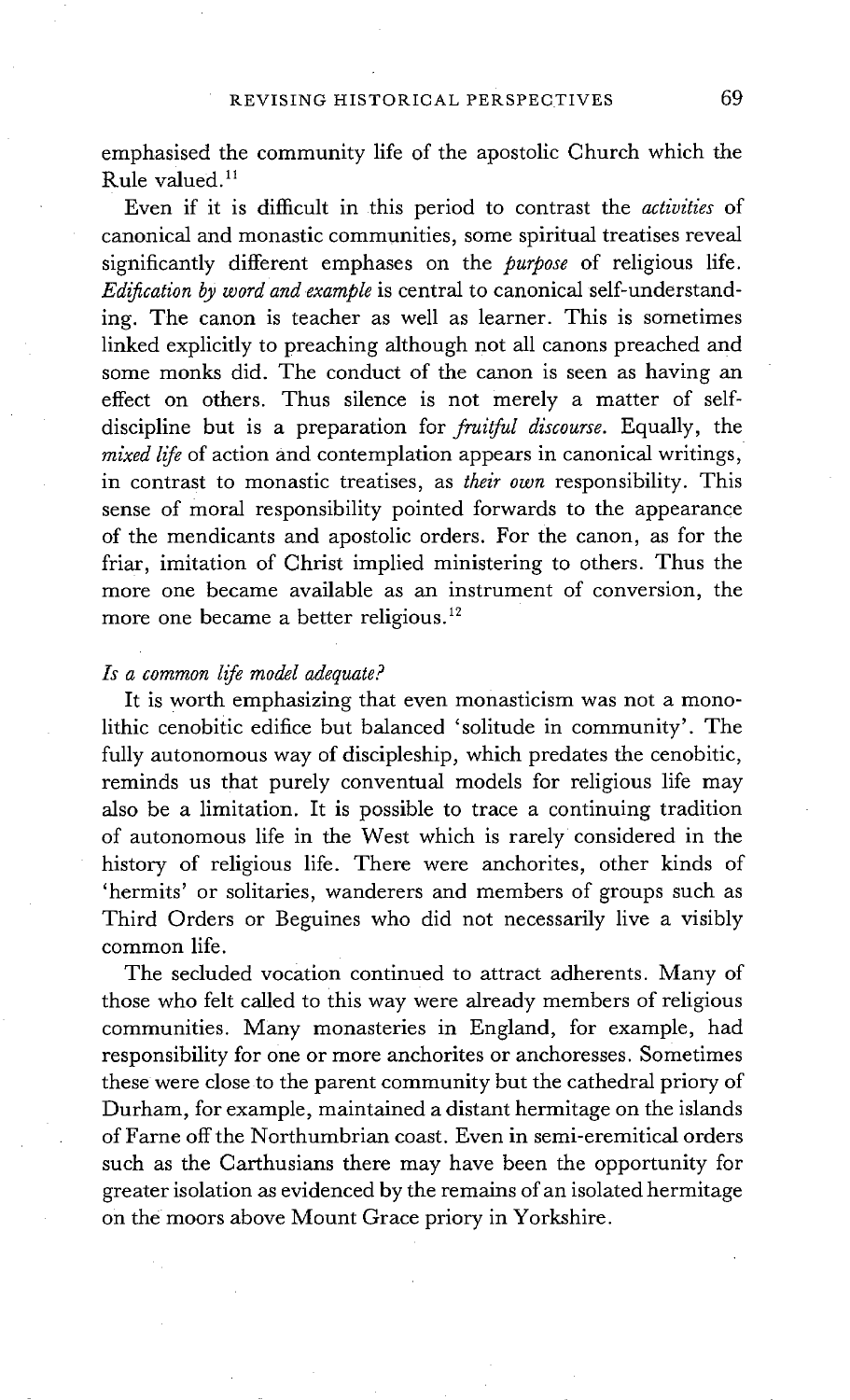emphasised the community life of the apostolic Church which the Rule valued.[11]

Even if it is difficult in this period to contrast the *activities* of canonical and monastic communities, some spiritual treatises reveal significantly different emphases on the *purpose* of religious life. *Edification by word and example* is central to canonical self-understanding. The canon is teacher as well as learner. This is sometimes linked explicitly to preaching although not all canons preached and some monks did. The conduct of the canon is seen as having an effect on others. Thus silence is not merely a matter of self-discipline but is a preparation for *fruitful discourse*. Equally, the *mixed life* of action and contemplation appears in canonical writings, in contrast to monastic treatises, as *their own* responsibility. This sense of moral responsibility pointed forwards to the appearance of the mendicants and apostolic orders. For the canon, as for the friar, imitation of Christ implied ministering to others. Thus the more one became available as an instrument of conversion, the more one became a better religious.[12]

### *Is a common life model adequate?*

It is worth emphasizing that even monasticism was not a monolithic cenobitic edifice but balanced 'solitude in community'. The fully autonomous way of discipleship, which predates the cenobitic, reminds us that purely conventual models for religious life may also be a limitation. It is possible to trace a continuing tradition of autonomous life in the West which is rarely considered in the history of religious life. There were anchorites, other kinds of 'hermits' or solitaries, wanderers and members of groups such as Third Orders or Beguines who did not necessarily live a visibly common life.

The secluded vocation continued to attract adherents. Many of those who felt called to this way were already members of religious communities. Many monasteries in England, for example, had responsibility for one or more anchorites or anchoresses. Sometimes these were close to the parent community but the cathedral priory of Durham, for example, maintained a distant hermitage on the islands of Farne off the Northumbrian coast. Even in semi-eremitical orders such as the Carthusians there may have been the opportunity for greater isolation as evidenced by the remains of an isolated hermitage on the moors above Mount Grace priory in Yorkshire.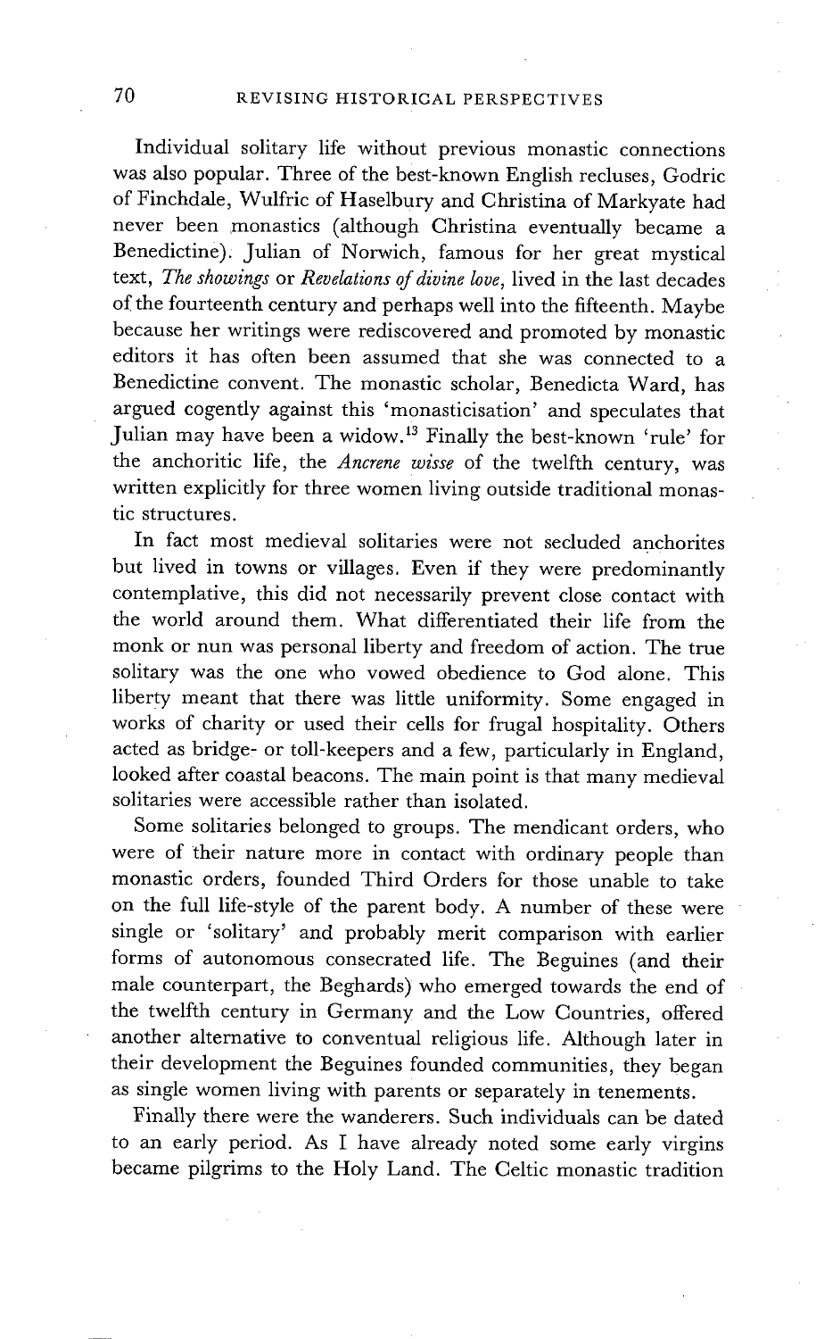Individual solitary life without previous monastic connections was also popular. Three of the best-known English recluses, Godric of Finchdale, Wulfric of Haselbury and Christina of Markyate had never been monastics (although Christina eventually became a Benedictine). Julian of Norwich, famous for her great mystical text, *The showings* or *Revelations of divine love*, lived in the last decades of the fourteenth century and perhaps well into the fifteenth. Maybe because her writings were rediscovered and promoted by monastic editors it has often been assumed that she was connected to a Benedictine convent. The monastic scholar, Benedicta Ward, has argued cogently against this 'monasticisation' and speculates that Julian may have been a widow.[13] Finally the best-known 'rule' for the anchoritic life, the *Ancrene wisse* of the twelfth century, was written explicitly for three women living outside traditional monastic structures.

In fact most medieval solitaries were not secluded anchorites but lived in towns or villages. Even if they were predominantly contemplative, this did not necessarily prevent close contact with the world around them. What differentiated their life from the monk or nun was personal liberty and freedom of action. The true solitary was the one who vowed obedience to God alone. This liberty meant that there was little uniformity. Some engaged in works of charity or used their cells for frugal hospitality. Others acted as bridge- or toll-keepers and a few, particularly in England, looked after coastal beacons. The main point is that many medieval solitaries were accessible rather than isolated.

Some solitaries belonged to groups. The mendicant orders, who were of their nature more in contact with ordinary people than monastic orders, founded Third Orders for those unable to take on the full life-style of the parent body. A number of these were single or 'solitary' and probably merit comparison with earlier forms of autonomous consecrated life. The Beguines (and their male counterpart, the Beghards) who emerged towards the end of the twelfth century in Germany and the Low Countries, offered another alternative to conventual religious life. Although later in their development the Beguines founded communities, they began as single women living with parents or separately in tenements.

Finally there were the wanderers. Such individuals can be dated to an early period. As I have already noted some early virgins became pilgrims to the Holy Land. The Celtic monastic tradition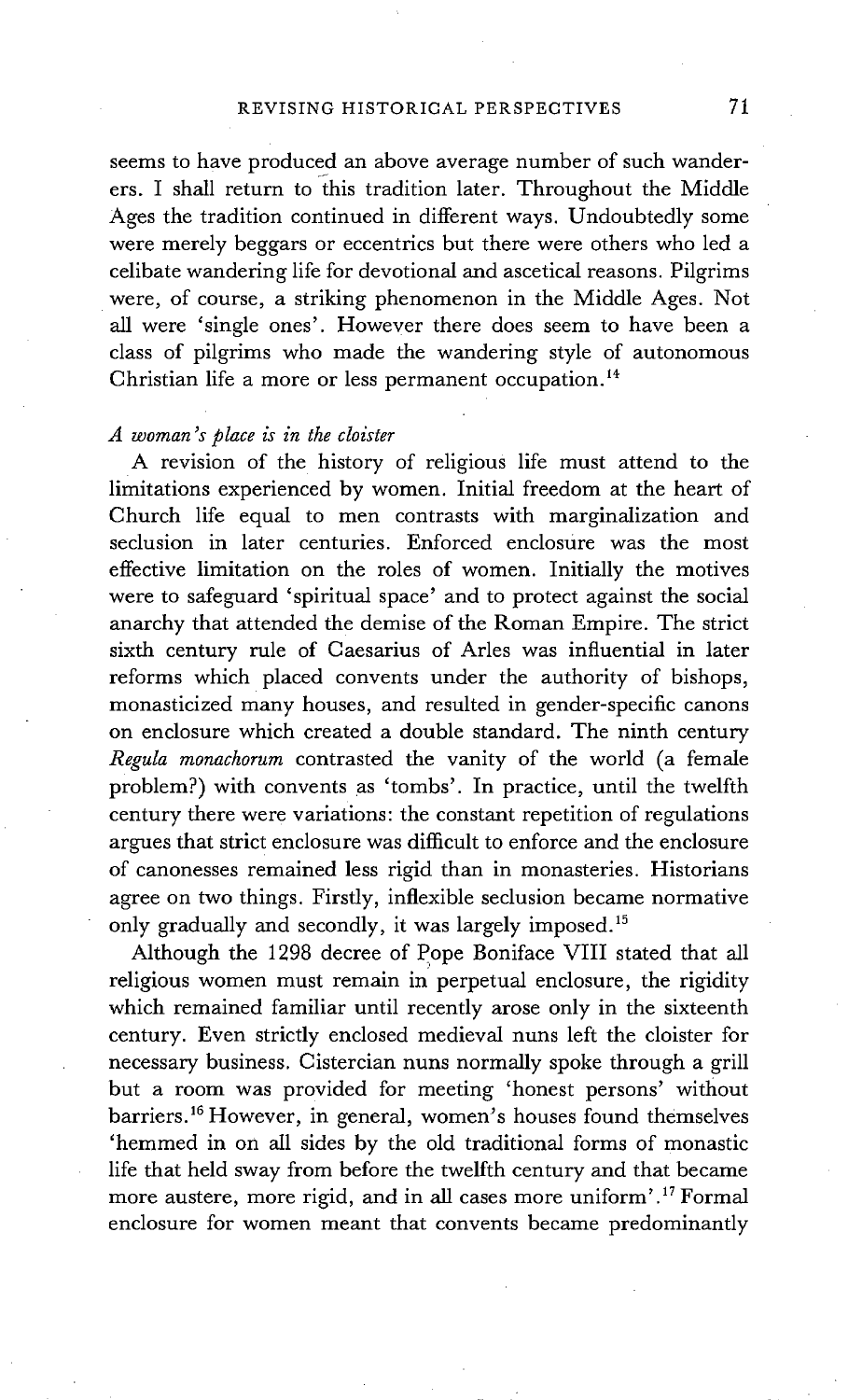seems to have produced an above average number of such wanderers. I shall return to this tradition later. Throughout the Middle Ages the tradition continued in different ways. Undoubtedly some were merely beggars or eccentrics but there were others who led a celibate wandering life for devotional and ascetical reasons. Pilgrims were, of course, a striking phenomenon in the Middle Ages. Not all were 'single ones'. However there does seem to have been a class of pilgrims who made the wandering style of autonomous Christian life a more or less permanent occupation.[14]

### *A woman's place is in the cloister*

A revision of the history of religious life must attend to the limitations experienced by women. Initial freedom at the heart of Church life equal to men contrasts with marginalization and seclusion in later centuries. Enforced enclosure was the most effective limitation on the roles of women. Initially the motives were to safeguard 'spiritual space' and to protect against the social anarchy that attended the demise of the Roman Empire. The strict sixth century rule of Caesarius of Arles was influential in later reforms which placed convents under the authority of bishops, monasticized many houses, and resulted in gender-specific canons on enclosure which created a double standard. The ninth century *Regula monachorum* contrasted the vanity of the world (a female problem?) with convents as 'tombs'. In practice, until the twelfth century there were variations: the constant repetition of regulations argues that strict enclosure was difficult to enforce and the enclosure of canonesses remained less rigid than in monasteries. Historians agree on two things. Firstly, inflexible seclusion became normative only gradually and secondly, it was largely imposed.[15]

Although the 1298 decree of Pope Boniface VIII stated that all religious women must remain in perpetual enclosure, the rigidity which remained familiar until recently arose only in the sixteenth century. Even strictly enclosed medieval nuns left the cloister for necessary business. Cistercian nuns normally spoke through a grill but a room was provided for meeting 'honest persons' without barriers.[16] However, in general, women's houses found themselves 'hemmed in on all sides by the old traditional forms of monastic life that held sway from before the twelfth century and that became more austere, more rigid, and in all cases more uniform'.[17] Formal enclosure for women meant that convents became predominantly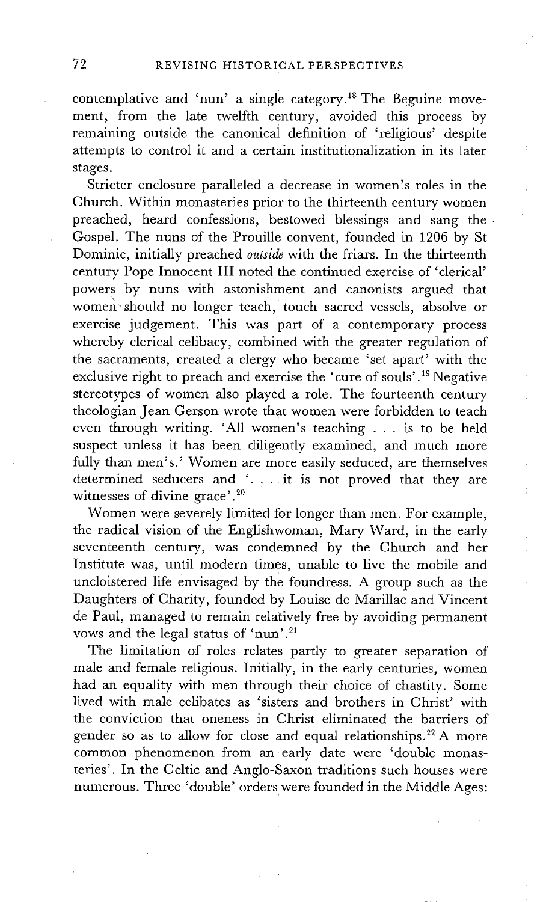contemplative and 'nun' a single category.[18] The Beguine movement, from the late twelfth century, avoided this process by remaining outside the canonical definition of 'religious' despite attempts to control it and a certain institutionalization in its later stages.

Stricter enclosure paralleled a decrease in women's roles in the Church. Within monasteries prior to the thirteenth century women preached, heard confessions, bestowed blessings and sang the Gospel. The nuns of the Prouille convent, founded in 1206 by St Dominic, initially preached *outside* with the friars. In the thirteenth century Pope Innocent III noted the continued exercise of 'clerical' powers by nuns with astonishment and canonists argued that women should no longer teach, touch sacred vessels, absolve or exercise judgement. This was part of a contemporary process whereby clerical celibacy, combined with the greater regulation of the sacraments, created a clergy who became 'set apart' with the exclusive right to preach and exercise the 'cure of souls'.[19] Negative stereotypes of women also played a role. The fourteenth century theologian Jean Gerson wrote that women were forbidden to teach even through writing. 'All women's teaching . . . is to be held suspect unless it has been diligently examined, and much more fully than men's.' Women are more easily seduced, are themselves determined seducers and '. . . it is not proved that they are witnesses of divine grace'.[20]

Women were severely limited for longer than men. For example, the radical vision of the Englishwoman, Mary Ward, in the early seventeenth century, was condemned by the Church and her Institute was, until modern times, unable to live the mobile and uncloistered life envisaged by the foundress. A group such as the Daughters of Charity, founded by Louise de Marillac and Vincent de Paul, managed to remain relatively free by avoiding permanent vows and the legal status of 'nun'.[21]

The limitation of roles relates partly to greater separation of male and female religious. Initially, in the early centuries, women had an equality with men through their choice of chastity. Some lived with male celibates as 'sisters and brothers in Christ' with the conviction that oneness in Christ eliminated the barriers of gender so as to allow for close and equal relationships.[22] A more common phenomenon from an early date were 'double monasteries'. In the Celtic and Anglo-Saxon traditions such houses were numerous. Three 'double' orders were founded in the Middle Ages: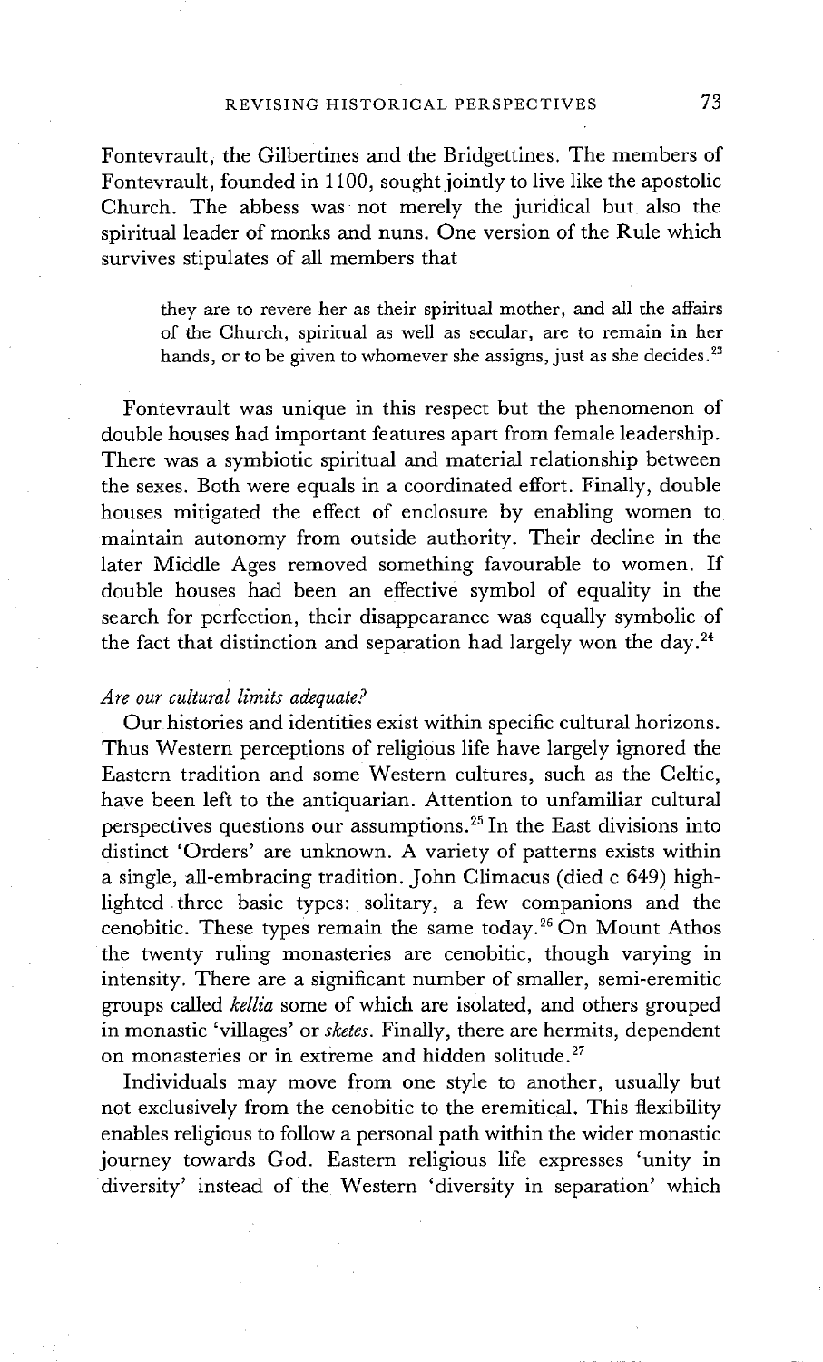Fontevrault, the Gilbertines and the Bridgettines. The members of Fontevrault, founded in 1100, sought jointly to live like the apostolic Church. The abbess was not merely the juridical but also the spiritual leader of monks and nuns. One version of the Rule which survives stipulates of all members that

> they are to revere her as their spiritual mother, and all the affairs of the Church, spiritual as well as secular, are to remain in her hands, or to be given to whomever she assigns, just as she decides.[23]

Fontevrault was unique in this respect but the phenomenon of double houses had important features apart from female leadership. There was a symbiotic spiritual and material relationship between the sexes. Both were equals in a coordinated effort. Finally, double houses mitigated the effect of enclosure by enabling women to maintain autonomy from outside authority. Their decline in the later Middle Ages removed something favourable to women. If double houses had been an effective symbol of equality in the search for perfection, their disappearance was equally symbolic of the fact that distinction and separation had largely won the day.[24]

*Are our cultural limits adequate?*

Our histories and identities exist within specific cultural horizons. Thus Western perceptions of religious life have largely ignored the Eastern tradition and some Western cultures, such as the Celtic, have been left to the antiquarian. Attention to unfamiliar cultural perspectives questions our assumptions.[25] In the East divisions into distinct 'Orders' are unknown. A variety of patterns exists within a single, all-embracing tradition. John Climacus (died c 649) highlighted three basic types: solitary, a few companions and the cenobitic. These types remain the same today.[26] On Mount Athos the twenty ruling monasteries are cenobitic, though varying in intensity. There are a significant number of smaller, semi-eremitic groups called *kellia* some of which are isolated, and others grouped in monastic 'villages' or *sketes*. Finally, there are hermits, dependent on monasteries or in extreme and hidden solitude.[27]

Individuals may move from one style to another, usually but not exclusively from the cenobitic to the eremitical. This flexibility enables religious to follow a personal path within the wider monastic journey towards God. Eastern religious life expresses 'unity in diversity' instead of the Western 'diversity in separation' which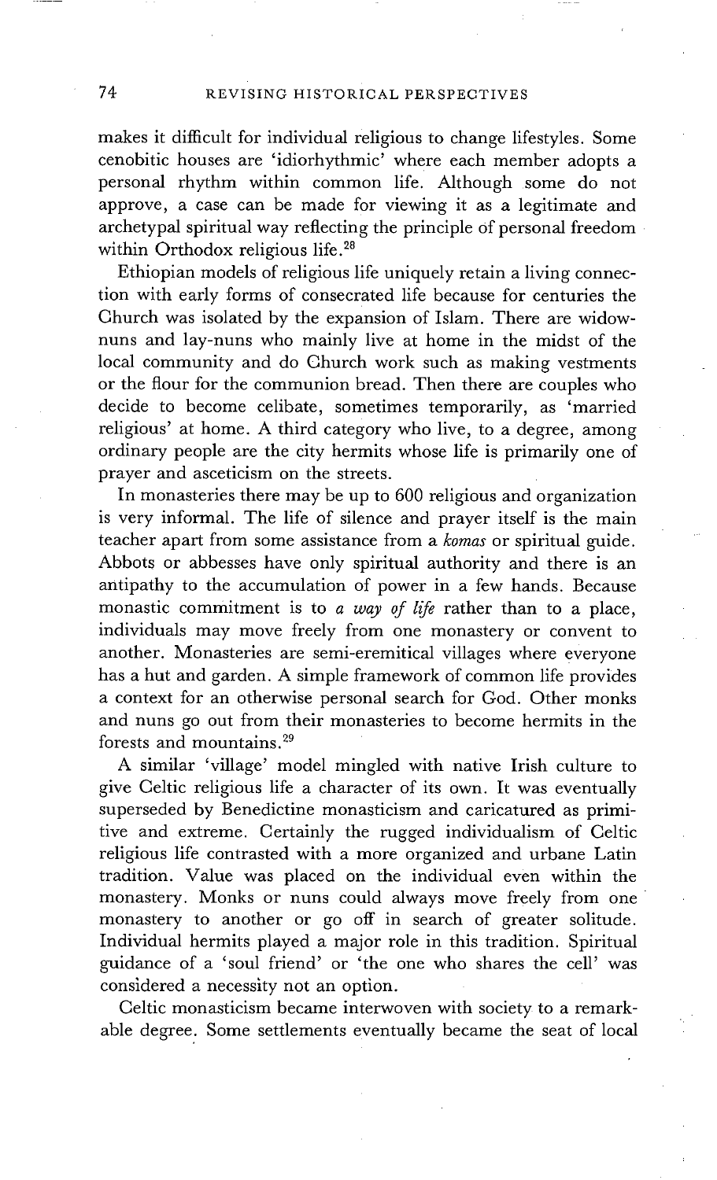makes it difficult for individual religious to change lifestyles. Some cenobitic houses are 'idiorhythmic' where each member adopts a personal rhythm within common life. Although some do not approve, a case can be made for viewing it as a legitimate and archetypal spiritual way reflecting the principle of personal freedom within Orthodox religious life.[28]

Ethiopian models of religious life uniquely retain a living connection with early forms of consecrated life because for centuries the Church was isolated by the expansion of Islam. There are widow-nuns and lay-nuns who mainly live at home in the midst of the local community and do Church work such as making vestments or the flour for the communion bread. Then there are couples who decide to become celibate, sometimes temporarily, as 'married religious' at home. A third category who live, to a degree, among ordinary people are the city hermits whose life is primarily one of prayer and asceticism on the streets.

In monasteries there may be up to 600 religious and organization is very informal. The life of silence and prayer itself is the main teacher apart from some assistance from a *komas* or spiritual guide. Abbots or abbesses have only spiritual authority and there is an antipathy to the accumulation of power in a few hands. Because monastic commitment is to *a way of life* rather than to a place, individuals may move freely from one monastery or convent to another. Monasteries are semi-eremitical villages where everyone has a hut and garden. A simple framework of common life provides a context for an otherwise personal search for God. Other monks and nuns go out from their monasteries to become hermits in the forests and mountains.[29]

A similar 'village' model mingled with native Irish culture to give Celtic religious life a character of its own. It was eventually superseded by Benedictine monasticism and caricatured as primitive and extreme. Certainly the rugged individualism of Celtic religious life contrasted with a more organized and urbane Latin tradition. Value was placed on the individual even within the monastery. Monks or nuns could always move freely from one monastery to another or go off in search of greater solitude. Individual hermits played a major role in this tradition. Spiritual guidance of a 'soul friend' or 'the one who shares the cell' was considered a necessity not an option.

Celtic monasticism became interwoven with society to a remarkable degree. Some settlements eventually became the seat of local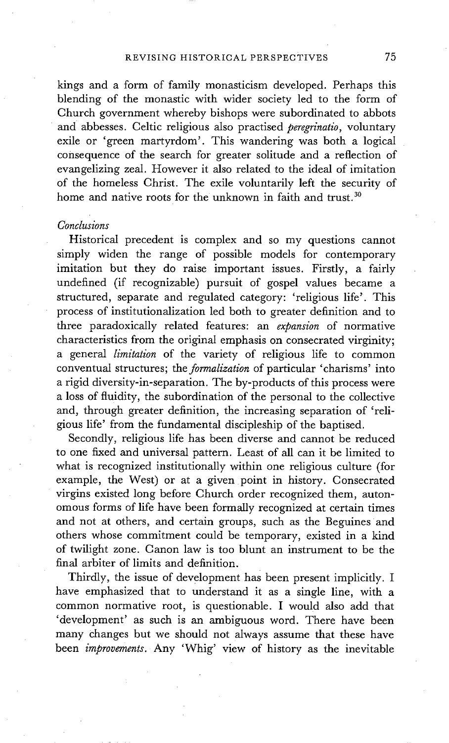kings and a form of family monasticism developed. Perhaps this blending of the monastic with wider society led to the form of Church government whereby bishops were subordinated to abbots and abbesses. Celtic religious also practised *peregrinatio*, voluntary exile or 'green martyrdom'. This wandering was both a logical consequence of the search for greater solitude and a reflection of evangelizing zeal. However it also related to the ideal of imitation of the homeless Christ. The exile voluntarily left the security of home and native roots for the unknown in faith and trust.[30]

### *Conclusions*

Historical precedent is complex and so my questions cannot simply widen the range of possible models for contemporary imitation but they do raise important issues. Firstly, a fairly undefined (if recognizable) pursuit of gospel values became a structured, separate and regulated category: 'religious life'. This process of institutionalization led both to greater definition and to three paradoxically related features: an *expansion* of normative characteristics from the original emphasis on consecrated virginity; a general *limitation* of the variety of religious life to common conventual structures; the *formalization* of particular 'charisms' into a rigid diversity-in-separation. The by-products of this process were a loss of fluidity, the subordination of the personal to the collective and, through greater definition, the increasing separation of 'religious life' from the fundamental discipleship of the baptised.

Secondly, religious life has been diverse and cannot be reduced to one fixed and universal pattern. Least of all can it be limited to what is recognized institutionally within one religious culture (for example, the West) or at a given point in history. Consecrated virgins existed long before Church order recognized them, autonomous forms of life have been formally recognized at certain times and not at others, and certain groups, such as the Beguines and others whose commitment could be temporary, existed in a kind of twilight zone. Canon law is too blunt an instrument to be the final arbiter of limits and definition.

Thirdly, the issue of development has been present implicitly. I have emphasized that to understand it as a single line, with a common normative root, is questionable. I would also add that 'development' as such is an ambiguous word. There have been many changes but we should not always assume that these have been *improvements*. Any 'Whig' view of history as the inevitable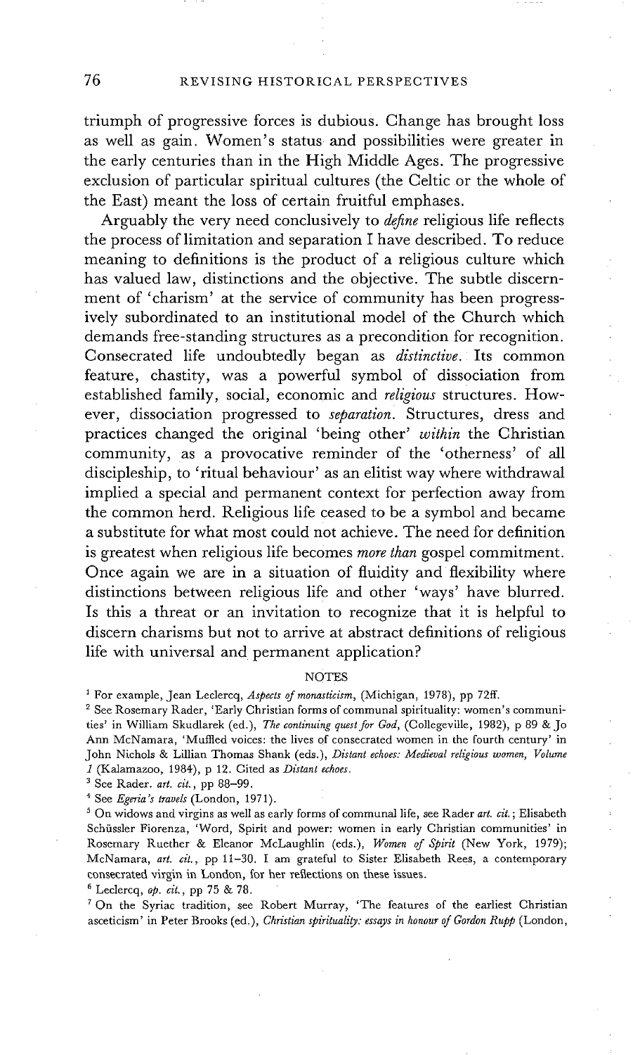triumph of progressive forces is dubious. Change has brought loss as well as gain. Women's status and possibilities were greater in the early centuries than in the High Middle Ages. The progressive exclusion of particular spiritual cultures (the Celtic or the whole of the East) meant the loss of certain fruitful emphases.

Arguably the very need conclusively to *define* religious life reflects the process of limitation and separation I have described. To reduce meaning to definitions is the product of a religious culture which has valued law, distinctions and the objective. The subtle discernment of 'charism' at the service of community has been progressively subordinated to an institutional model of the Church which demands free-standing structures as a precondition for recognition. Consecrated life undoubtedly began as *distinctive*. Its common feature, chastity, was a powerful symbol of dissociation from established family, social, economic and *religious* structures. However, dissociation progressed to *separation*. Structures, dress and practices changed the original 'being other' *within* the Christian community, as a provocative reminder of the 'otherness' of all discipleship, to 'ritual behaviour' as an elitist way where withdrawal implied a special and permanent context for perfection away from the common herd. Religious life ceased to be a symbol and became a substitute for what most could not achieve. The need for definition is greatest when religious life becomes *more than* gospel commitment. Once again we are in a situation of fluidity and flexibility where distinctions between religious life and other 'ways' have blurred. Is this a threat or an invitation to recognize that it is helpful to discern charisms but not to arrive at abstract definitions of religious life with universal and permanent application?

## NOTES

[1] For example, Jean Leclercq, *Aspects of monasticism*, (Michigan, 1978), pp 72ff.

[2] See Rosemary Rader, 'Early Christian forms of communal spirituality: women's communities' in William Skudlarek (ed.), *The continuing quest for God*, (Collegeville, 1982), p 89 & Jo Ann McNamara, 'Muffled voices: the lives of consecrated women in the fourth century' in John Nichols & Lillian Thomas Shank (eds.), *Distant echoes: Medieval religious women, Volume 1* (Kalamazoo, 1984), p 12. Cited as *Distant echoes*.

[3] See Rader. *art. cit.*, pp 88–99.

[4] See *Egeria's travels* (London, 1971).

[5] On widows and virgins as well as early forms of communal life, see Rader *art. cit.*; Elisabeth Schüssler Fiorenza, 'Word, Spirit and power: women in early Christian communities' in Rosemary Ruether & Eleanor McLaughlin (eds.), *Women of Spirit* (New York, 1979); McNamara, *art. cit.*, pp 11–30. I am grateful to Sister Elisabeth Rees, a contemporary consecrated virgin in London, for her reflections on these issues.

[6] Leclercq, *op. cit.*, pp 75 & 78.

[7] On the Syriac tradition, see Robert Murray, 'The features of the earliest Christian asceticism' in Peter Brooks (ed.), *Christian spirituality: essays in honour of Gordon Rupp* (London,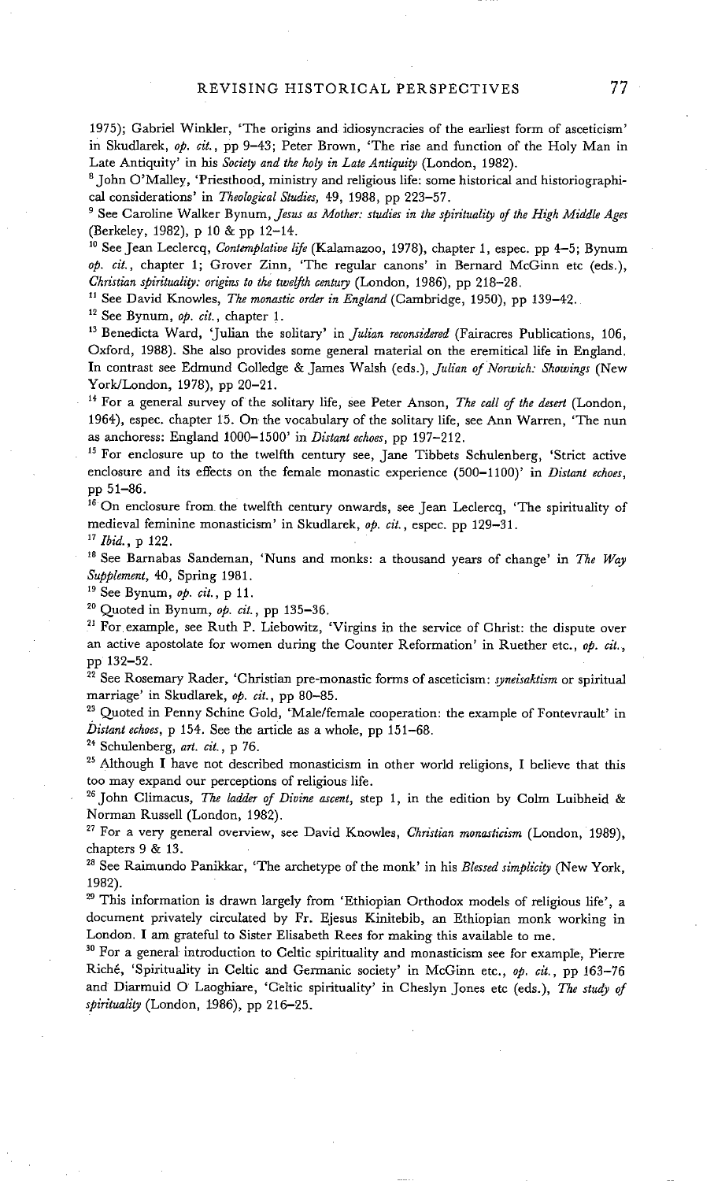1975); Gabriel Winkler, 'The origins and idiosyncracies of the earliest form of asceticism' in Skudlarek, *op. cit.*, pp 9–43; Peter Brown, 'The rise and function of the Holy Man in Late Antiquity' in his *Society and the holy in Late Antiquity* (London, 1982).

[8] John O'Malley, 'Priesthood, ministry and religious life: some historical and historiographical considerations' in *Theological Studies*, 49, 1988, pp 223–57.

[9] See Caroline Walker Bynum, *Jesus as Mother: studies in the spirituality of the High Middle Ages* (Berkeley, 1982), p 10 & pp 12–14.

[10] See Jean Leclercq, *Contemplative life* (Kalamazoo, 1978), chapter 1, espec. pp 4–5; Bynum *op. cit.*, chapter 1; Grover Zinn, 'The regular canons' in Bernard McGinn etc (eds.), *Christian spirituality: origins to the twelfth century* (London, 1986), pp 218–28.

[11] See David Knowles, *The monastic order in England* (Cambridge, 1950), pp 139–42.

[12] See Bynum, *op. cit.*, chapter 1.

[13] Benedicta Ward, 'Julian the solitary' in *Julian reconsidered* (Fairacres Publications, 106, Oxford, 1988). She also provides some general material on the eremitical life in England. In contrast see Edmund Colledge & James Walsh (eds.), *Julian of Norwich: Showings* (New York/London, 1978), pp 20–21.

[14] For a general survey of the solitary life, see Peter Anson, *The call of the desert* (London, 1964), espec. chapter 15. On the vocabulary of the solitary life, see Ann Warren, 'The nun as anchoress: England 1000–1500' in *Distant echoes*, pp 197–212.

[15] For enclosure up to the twelfth century see, Jane Tibbets Schulenberg, 'Strict active enclosure and its effects on the female monastic experience (500–1100)' in *Distant echoes*, pp 51–86.

[16] On enclosure from the twelfth century onwards, see Jean Leclercq, 'The spirituality of medieval feminine monasticism' in Skudlarek, *op. cit.*, espec. pp 129–31.

[17] *Ibid.*, p 122.

[18] See Barnabas Sandeman, 'Nuns and monks: a thousand years of change' in *The Way Supplement*, 40, Spring 1981.

[19] See Bynum, *op. cit.*, p 11.

[20] Quoted in Bynum, *op. cit.*, pp 135–36.

[21] For example, see Ruth P. Liebowitz, 'Virgins in the service of Christ: the dispute over an active apostolate for women during the Counter Reformation' in Ruether etc., *op. cit.*, pp 132–52.

[22] See Rosemary Rader, 'Christian pre-monastic forms of asceticism: *syneisaktism* or spiritual marriage' in Skudlarek, *op. cit.*, pp 80–85.

[23] Quoted in Penny Schine Gold, 'Male/female cooperation: the example of Fontevrault' in *Distant echoes*, p 154. See the article as a whole, pp 151–68.

[24] Schulenberg, *art. cit.*, p 76.

[25] Although I have not described monasticism in other world religions, I believe that this too may expand our perceptions of religious life.

[26] John Climacus, *The ladder of Divine ascent*, step 1, in the edition by Colm Luibheid & Norman Russell (London, 1982).

[27] For a very general overview, see David Knowles, *Christian monasticism* (London, 1989), chapters 9 & 13.

[28] See Raimundo Panikkar, 'The archetype of the monk' in his *Blessed simplicity* (New York, 1982).

[29] This information is drawn largely from 'Ethiopian Orthodox models of religious life', a document privately circulated by Fr. Ejesus Kinitebib, an Ethiopian monk working in London. I am grateful to Sister Elisabeth Rees for making this available to me.

[30] For a general introduction to Celtic spirituality and monasticism see for example, Pierre Riché, 'Spirituality in Celtic and Germanic society' in McGinn etc., *op. cit.*, pp 163–76 and Diarmuid O Laoghiare, 'Celtic spirituality' in Cheslyn Jones etc (eds.), *The study of spirituality* (London, 1986), pp 216–25.